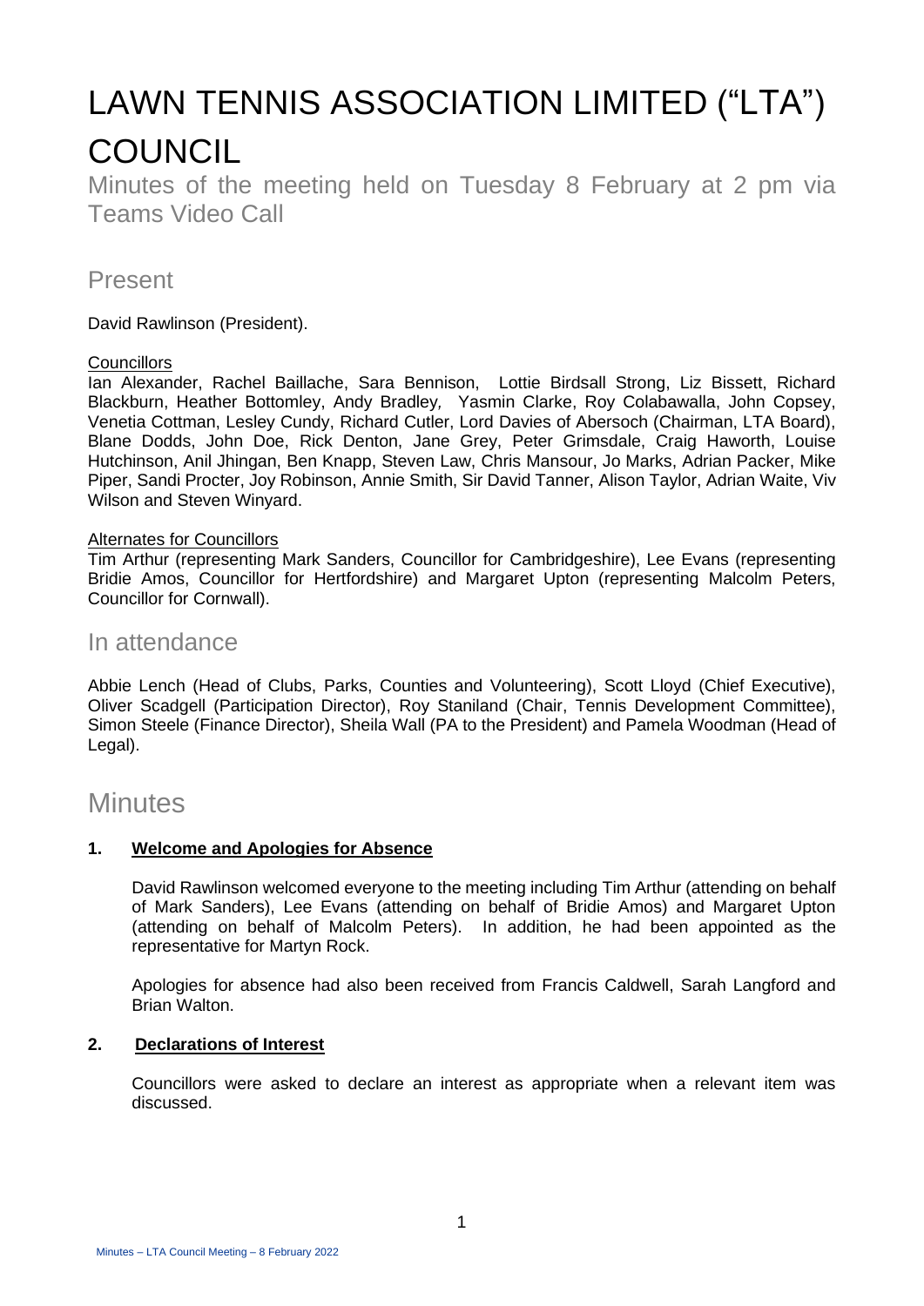# LAWN TENNIS ASSOCIATION LIMITED ("LTA") COUNCIL

Minutes of the meeting held on Tuesday 8 February at 2 pm via Teams Video Call

## Present

David Rawlinson (President).

Councillors

Ian Alexander, Rachel Baillache, Sara Bennison, Lottie Birdsall Strong, Liz Bissett, Richard Blackburn, Heather Bottomley, Andy Bradley, Yasmin Clarke, Roy Colabawalla, John Copsey, Venetia Cottman, Lesley Cundy, Richard Cutler, Lord Davies of Abersoch (Chairman, LTA Board), Blane Dodds, John Doe, Rick Denton, Jane Grey, Peter Grimsdale, Craig Haworth, Louise Hutchinson, Anil Jhingan, Ben Knapp, Steven Law, Chris Mansour, Jo Marks, Adrian Packer, Mike Piper, Sandi Procter, Joy Robinson, Annie Smith, Sir David Tanner, Alison Taylor, Adrian Waite, Viv Wilson and Steven Winyard.

Alternates for Councillors

Tim Arthur (representing Mark Sanders, Councillor for Cambridgeshire), Lee Evans (representing Bridie Amos, Councillor for Hertfordshire) and Margaret Upton (representing Malcolm Peters, Councillor for Cornwall).

## In attendance

Abbie Lench (Head of Clubs, Parks, Counties and Volunteering), Scott Lloyd (Chief Executive), Oliver Scadgell (Participation Director), Roy Staniland (Chair, Tennis Development Committee), Simon Steele (Finance Director), Sheila Wall (PA to the President) and Pamela Woodman (Head of Legal).

# Minutes

### 1. Welcome and Apologies for Absence

David Rawlinson welcomed everyone to the meeting including Tim Arthur (attending on behalf of Mark Sanders), Lee Evans (attending on behalf of Bridie Amos) and Margaret Upton (attending on behalf of Malcolm Peters). In addition, he had been appointed as the representative for Martyn Rock.

Apologies for absence had also been received from Francis Caldwell, Sarah Langford and Brian Walton.

### 2. Declarations of Interest

Councillors were asked to declare an interest as appropriate when a relevant item was discussed.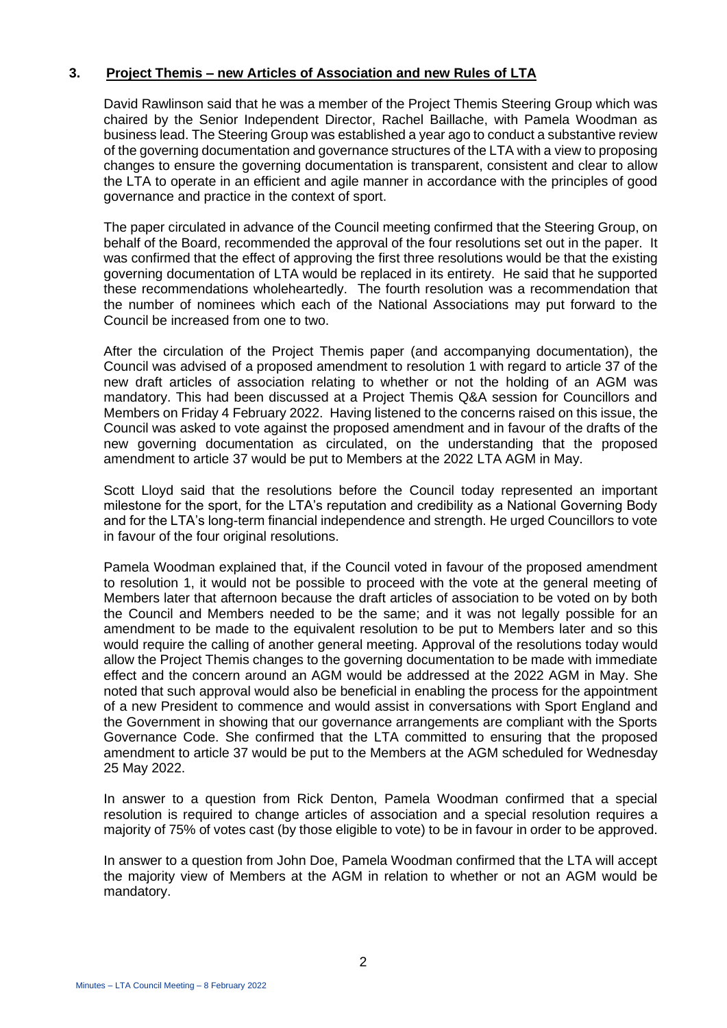### 3. Project Themis – new Articles of Association and new Rules of LTA

David Rawlinson said that he was a member of the Project Themis Steering Group which was chaired by the Senior Independent Director, Rachel Baillache, with Pamela Woodman as business lead. The Steering Group was established a year ago to conduct a substantive review of the governing documentation and governance structures of the LTA with a view to proposing changes to ensure the governing documentation is transparent, consistent and clear to allow the LTA to operate in an efficient and agile manner in accordance with the principles of good governance and practice in the context of sport.

The paper circulated in advance of the Council meeting confirmed that the Steering Group, on behalf of the Board, recommended the approval of the four resolutions set out in the paper. It was confirmed that the effect of approving the first three resolutions would be that the existing governing documentation of LTA would be replaced in its entirety. He said that he supported these recommendations wholeheartedly. The fourth resolution was a recommendation that the number of nominees which each of the National Associations may put forward to the Council be increased from one to two.

After the circulation of the Project Themis paper (and accompanying documentation), the Council was advised of a proposed amendment to resolution 1 with regard to article 37 of the new draft articles of association relating to whether or not the holding of an AGM was mandatory. This had been discussed at a Project Themis Q&A session for Councillors and Members on Friday 4 February 2022. Having listened to the concerns raised on this issue, the Council was asked to vote against the proposed amendment and in favour of the drafts of the new governing documentation as circulated, on the understanding that the proposed amendment to article 37 would be put to Members at the 2022 LTA AGM in May.

Scott Lloyd said that the resolutions before the Council today represented an important milestone for the sport, for the LTA's reputation and credibility as a National Governing Body and for the LTA's long-term financial independence and strength. He urged Councillors to vote in favour of the four original resolutions.

Pamela Woodman explained that, if the Council voted in favour of the proposed amendment to resolution 1, it would not be possible to proceed with the vote at the general meeting of Members later that afternoon because the draft articles of association to be voted on by both the Council and Members needed to be the same; and it was not legally possible for an amendment to be made to the equivalent resolution to be put to Members later and so this would require the calling of another general meeting. Approval of the resolutions today would allow the Project Themis changes to the governing documentation to be made with immediate effect and the concern around an AGM would be addressed at the 2022 AGM in May. She noted that such approval would also be beneficial in enabling the process for the appointment of a new President to commence and would assist in conversations with Sport England and the Government in showing that our governance arrangements are compliant with the Sports Governance Code. She confirmed that the LTA committed to ensuring that the proposed amendment to article 37 would be put to the Members at the AGM scheduled for Wednesday 25 May 2022.

In answer to a question from Rick Denton, Pamela Woodman confirmed that a special resolution is required to change articles of association and a special resolution requires a majority of 75% of votes cast (by those eligible to vote) to be in favour in order to be approved.

In answer to a question from John Doe, Pamela Woodman confirmed that the LTA will accept the majority view of Members at the AGM in relation to whether or not an AGM would be mandatory.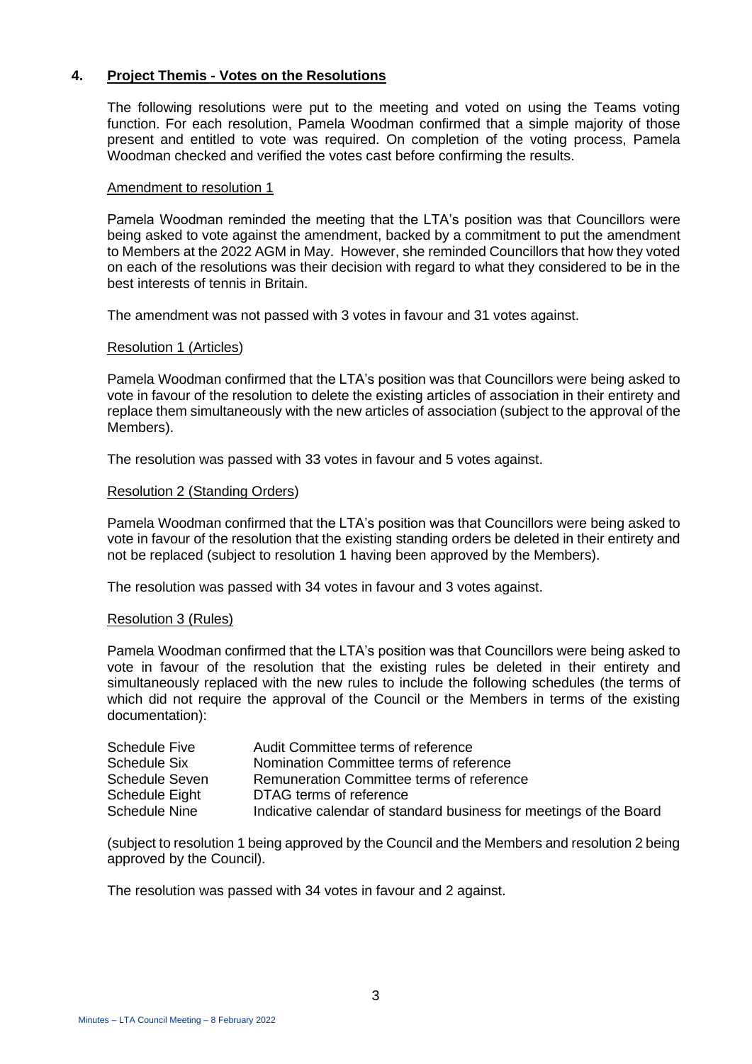## 4. Project Themis - Votes on the Resolutions

The following resolutions were put to the meeting and voted on using the Teams voting function. For each resolution, Pamela Woodman confirmed that a simple majority of those present and entitled to vote was required. On completion of the voting process, Pamela Woodman checked and verified the votes cast before confirming the results.

### Amendment to resolution 1

Pamela Woodman reminded the meeting that the LTA's position was that Councillors were being asked to vote against the amendment, backed by a commitment to put the amendment to Members at the 2022 AGM in May. However, she reminded Councillors that how they voted on each of the resolutions was their decision with regard to what they considered to be in the best interests of tennis in Britain.

The amendment was not passed with 3 votes in favour and 31 votes against.

### Resolution 1 (Articles)

Pamela Woodman confirmed that the LTA's position was that Councillors were being asked to vote in favour of the resolution to delete the existing articles of association in their entirety and replace them simultaneously with the new articles of association (subject to the approval of the Members).

The resolution was passed with 33 votes in favour and 5 votes against.

### Resolution 2 (Standing Orders)

Pamela Woodman confirmed that the LTA's position was that Councillors were being asked to vote in favour of the resolution that the existing standing orders be deleted in their entirety and not be replaced (subject to resolution 1 having been approved by the Members).

The resolution was passed with 34 votes in favour and 3 votes against.

### Resolution 3 (Rules)

Pamela Woodman confirmed that the LTA's position was that Councillors were being asked to vote in favour of the resolution that the existing rules be deleted in their entirety and simultaneously replaced with the new rules to include the following schedules (the terms of which did not require the approval of the Council or the Members in terms of the existing documentation):

| | |
|---|---|
| Schedule Five | Audit Committee terms of reference |
| Schedule Six | Nomination Committee terms of reference |
| Schedule Seven | Remuneration Committee terms of reference |
| Schedule Eight | DTAG terms of reference |
| Schedule Nine | Indicative calendar of standard business for meetings of the Board |

(subject to resolution 1 being approved by the Council and the Members and resolution 2 being approved by the Council).

The resolution was passed with 34 votes in favour and 2 against.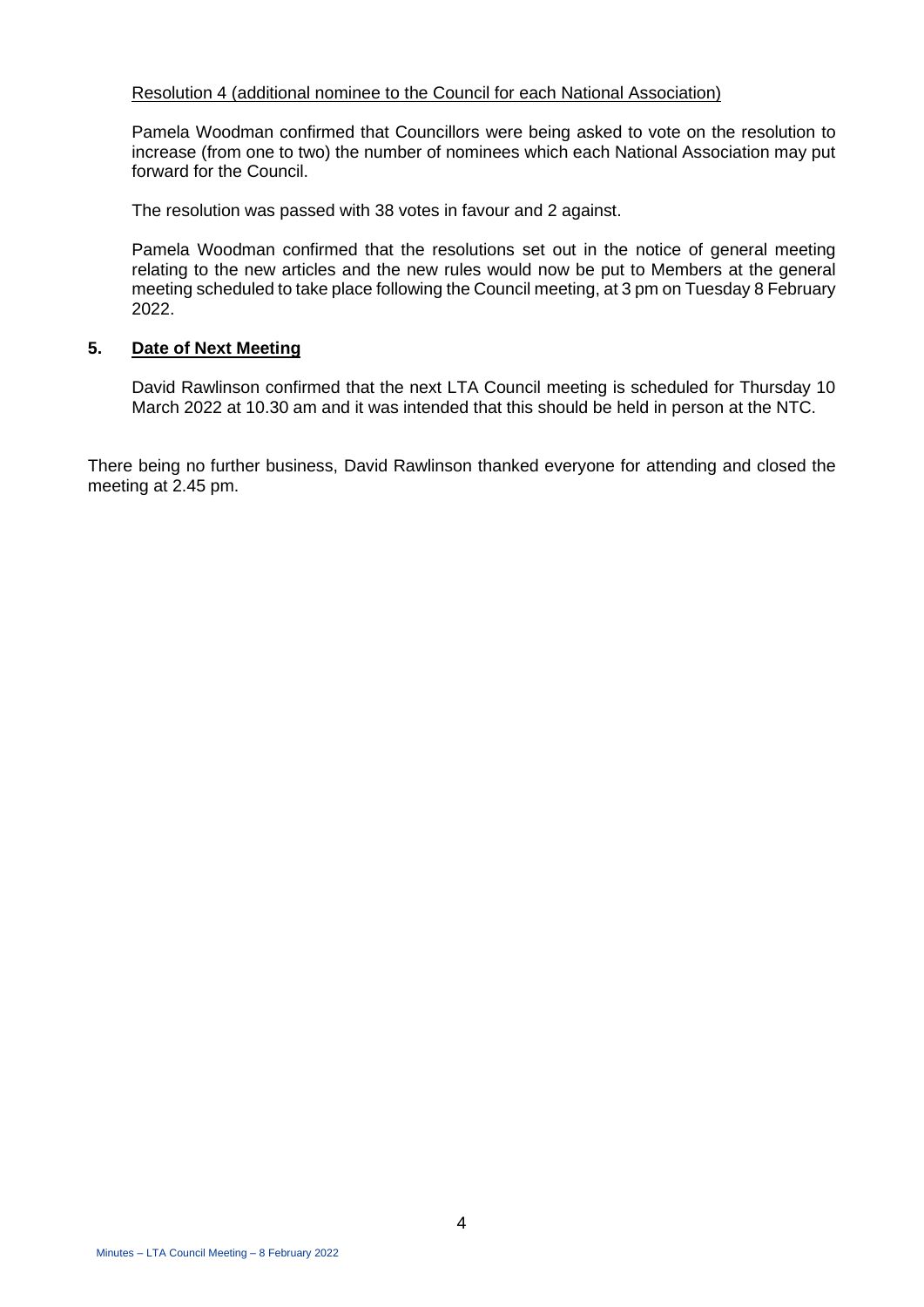Resolution 4 (additional nominee to the Council for each National Association)

Pamela Woodman confirmed that Councillors were being asked to vote on the resolution to increase (from one to two) the number of nominees which each National Association may put forward for the Council.

The resolution was passed with 38 votes in favour and 2 against.

Pamela Woodman confirmed that the resolutions set out in the notice of general meeting relating to the new articles and the new rules would now be put to Members at the general meeting scheduled to take place following the Council meeting, at 3 pm on Tuesday 8 February 2022.

## 5. Date of Next Meeting

David Rawlinson confirmed that the next LTA Council meeting is scheduled for Thursday 10 March 2022 at 10.30 am and it was intended that this should be held in person at the NTC.

There being no further business, David Rawlinson thanked everyone for attending and closed the meeting at 2.45 pm.